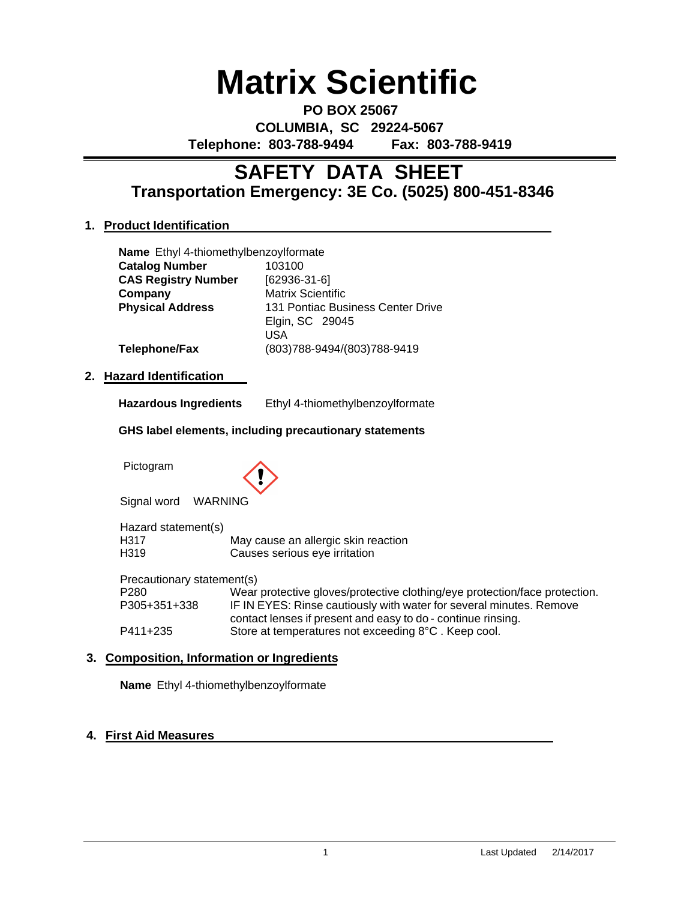# Matrix Scientific

**PO BOX 25067**
**COLUMBIA, SC 29224-5067**
**Telephone: 803-788-9494 Fax: 803-788-9419**

## SAFETY DATA SHEET
### Transportation Emergency: 3E Co. (5025) 800-451-8346

### 1. Product Identification

**Name** Ethyl 4-thiomethylbenzoylformate

| | |
|---|---|
| **Catalog Number** | 103100 |
| **CAS Registry Number** | [62936-31-6] |
| **Company** | Matrix Scientific |
| **Physical Address** | 131 Pontiac Business Center Drive<br>Elgin, SC 29045<br>USA |
| **Telephone/Fax** | (803)788-9494/(803)788-9419 |

### 2. Hazard Identification

**Hazardous Ingredients** Ethyl 4-thiomethylbenzoylformate

**GHS label elements, including precautionary statements**

Pictogram

Signal word WARNING

Hazard statement(s)

| | |
|---|---|
| H317 | May cause an allergic skin reaction |
| H319 | Causes serious eye irritation |

Precautionary statement(s)

| | |
|---|---|
| P280 | Wear protective gloves/protective clothing/eye protection/face protection. |
| P305+351+338 | IF IN EYES: Rinse cautiously with water for several minutes. Remove contact lenses if present and easy to do - continue rinsing. |
| P411+235 | Store at temperatures not exceeding 8°C . Keep cool. |

### 3. Composition, Information or Ingredients

**Name** Ethyl 4-thiomethylbenzoylformate

### 4. First Aid Measures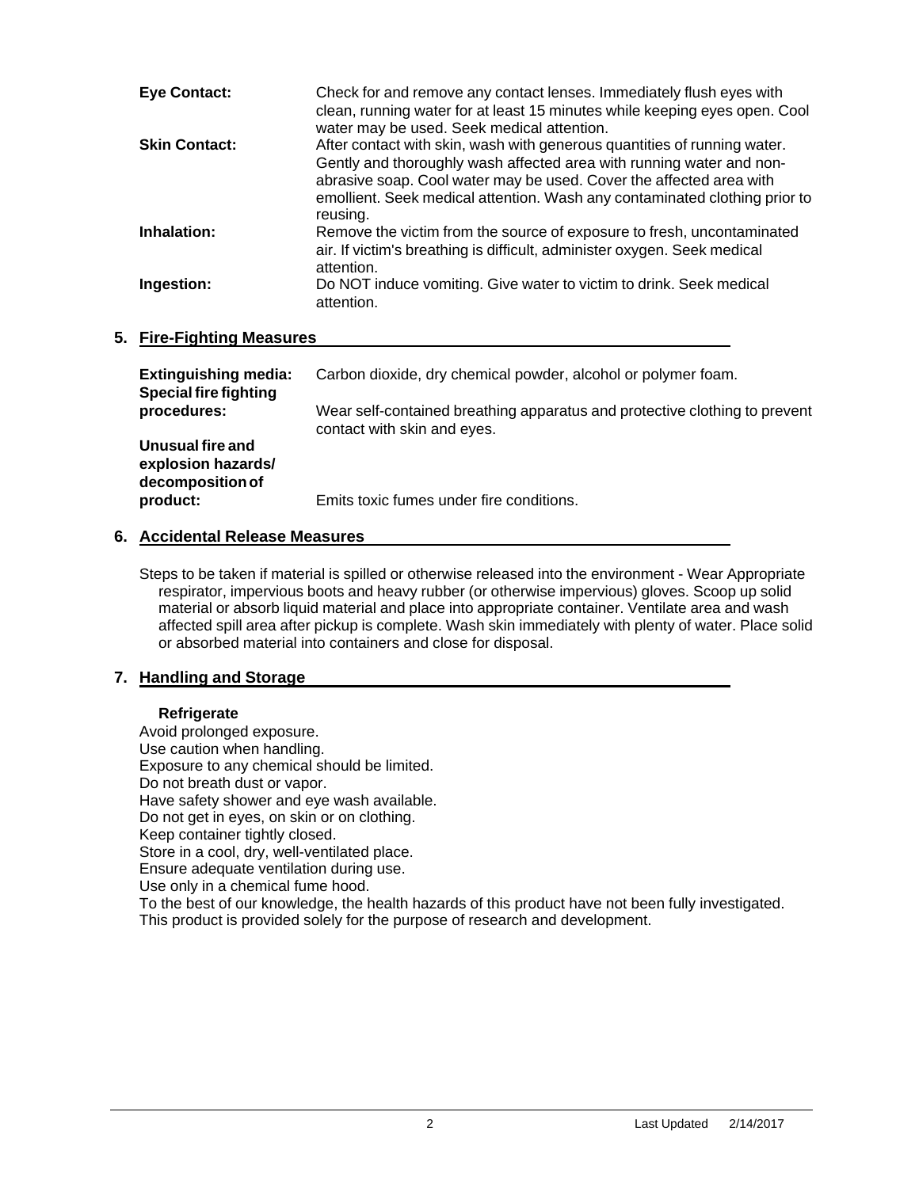| | |
|---|---|
| **Eye Contact:** | Check for and remove any contact lenses. Immediately flush eyes with clean, running water for at least 15 minutes while keeping eyes open. Cool water may be used. Seek medical attention. |
| **Skin Contact:** | After contact with skin, wash with generous quantities of running water. Gently and thoroughly wash affected area with running water and non-abrasive soap. Cool water may be used. Cover the affected area with emollient. Seek medical attention. Wash any contaminated clothing prior to reusing. |
| **Inhalation:** | Remove the victim from the source of exposure to fresh, uncontaminated air. If victim's breathing is difficult, administer oxygen. Seek medical attention. |
| **Ingestion:** | Do NOT induce vomiting. Give water to victim to drink. Seek medical attention. |

## 5. Fire-Fighting Measures

| | |
|---|---|
| **Extinguishing media:** | Carbon dioxide, dry chemical powder, alcohol or polymer foam. |
| **Special fire fighting procedures:** | Wear self-contained breathing apparatus and protective clothing to prevent contact with skin and eyes. |
| **Unusual fire and explosion hazards/ decomposition of product:** | Emits toxic fumes under fire conditions. |

## 6. Accidental Release Measures

Steps to be taken if material is spilled or otherwise released into the environment - Wear Appropriate respirator, impervious boots and heavy rubber (or otherwise impervious) gloves. Scoop up solid material or absorb liquid material and place into appropriate container. Ventilate area and wash affected spill area after pickup is complete. Wash skin immediately with plenty of water. Place solid or absorbed material into containers and close for disposal.

## 7. Handling and Storage

**Refrigerate**

Avoid prolonged exposure.
Use caution when handling.
Exposure to any chemical should be limited.
Do not breath dust or vapor.
Have safety shower and eye wash available.
Do not get in eyes, on skin or on clothing.
Keep container tightly closed.
Store in a cool, dry, well-ventilated place.
Ensure adequate ventilation during use.
Use only in a chemical fume hood.
To the best of our knowledge, the health hazards of this product have not been fully investigated.
This product is provided solely for the purpose of research and development.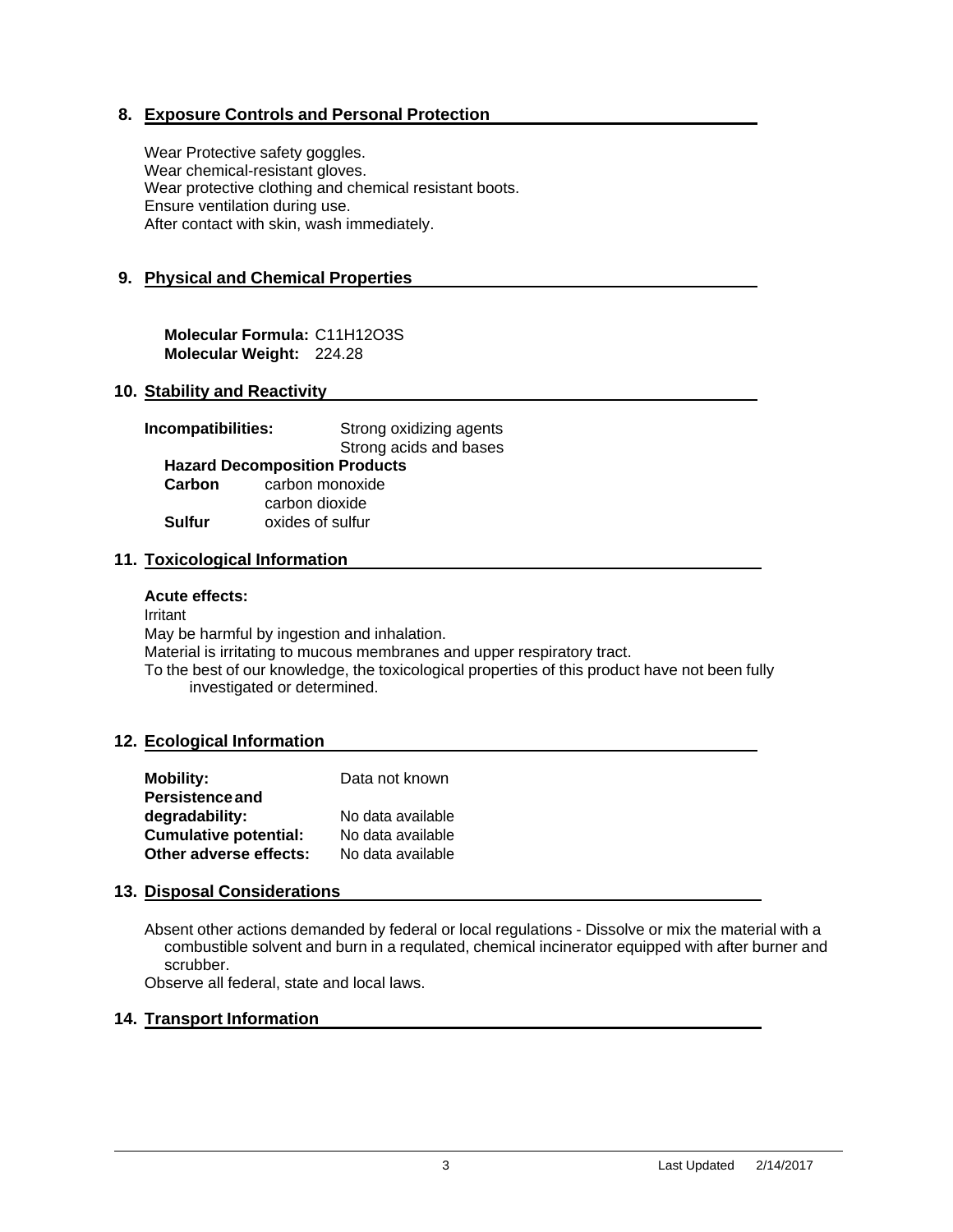## 8. Exposure Controls and Personal Protection

Wear Protective safety goggles.
Wear chemical-resistant gloves.
Wear protective clothing and chemical resistant boots.
Ensure ventilation during use.
After contact with skin, wash immediately.

## 9. Physical and Chemical Properties

**Molecular Formula:** $C_{11}H_{12}O_3S$
**Molecular Weight:** 224.28

## 10. Stability and Reactivity

**Incompatibilities:** Strong oxidizing agents
Strong acids and bases

**Hazard Decomposition Products**

| | |
|---|---|
| **Carbon** | carbon monoxide |
| | carbon dioxide |
| **Sulfur** | oxides of sulfur |

## 11. Toxicological Information

**Acute effects:**

Irritant
May be harmful by ingestion and inhalation.
Material is irritating to mucous membranes and upper respiratory tract.
To the best of our knowledge, the toxicological properties of this product have not been fully investigated or determined.

## 12. Ecological Information

| | |
|---|---|
| **Mobility:** | Data not known |
| **Persistence and degradability:** | No data available |
| **Cumulative potential:** | No data available |
| **Other adverse effects:** | No data available |

## 13. Disposal Considerations

Absent other actions demanded by federal or local regulations - Dissolve or mix the material with a combustible solvent and burn in a requlated, chemical incinerator equipped with after burner and scrubber.
Observe all federal, state and local laws.

## 14. Transport Information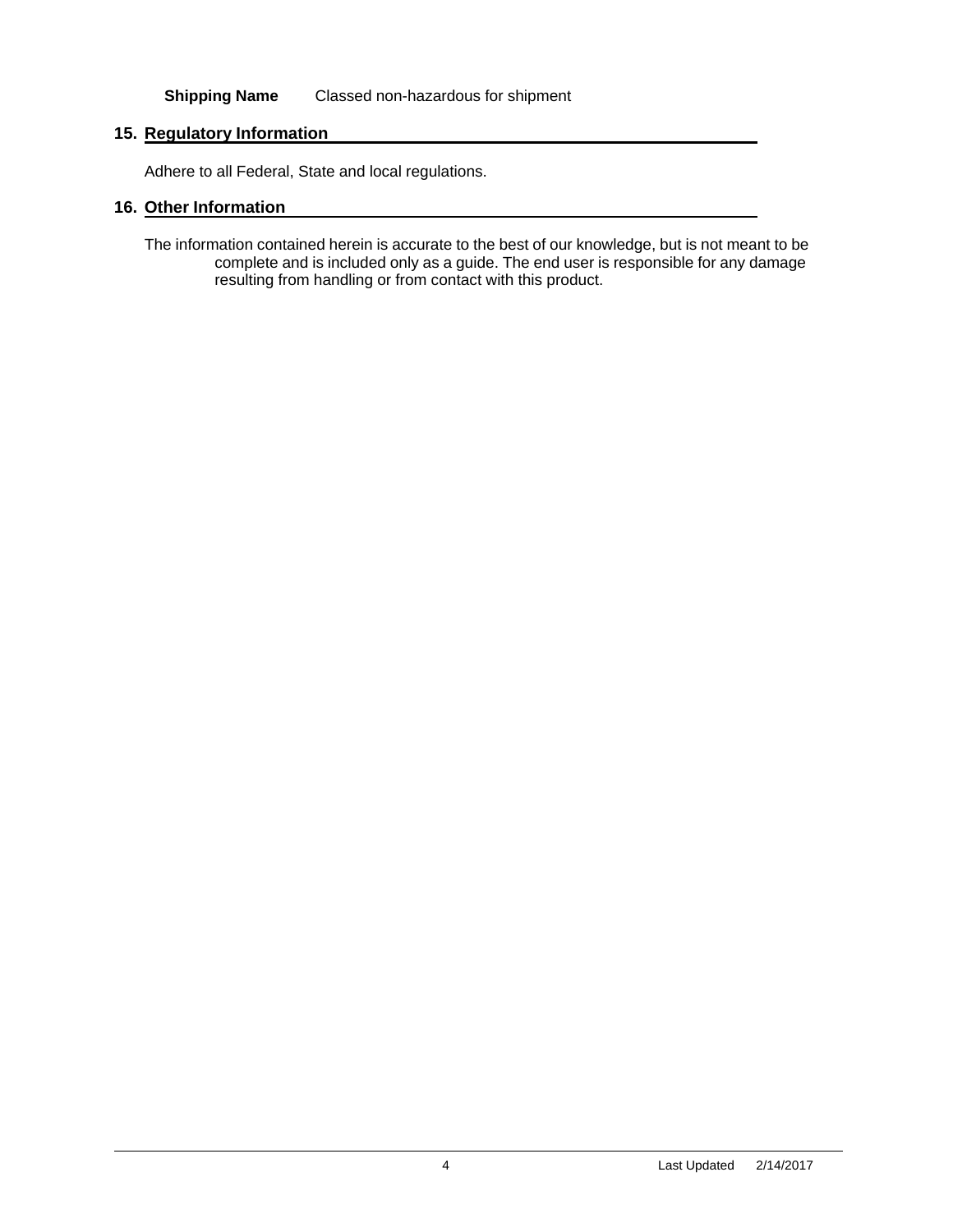**Shipping Name** Classed non-hazardous for shipment

## 15. Regulatory Information

Adhere to all Federal, State and local regulations.

## 16. Other Information

The information contained herein is accurate to the best of our knowledge, but is not meant to be complete and is included only as a guide. The end user is responsible for any damage resulting from handling or from contact with this product.